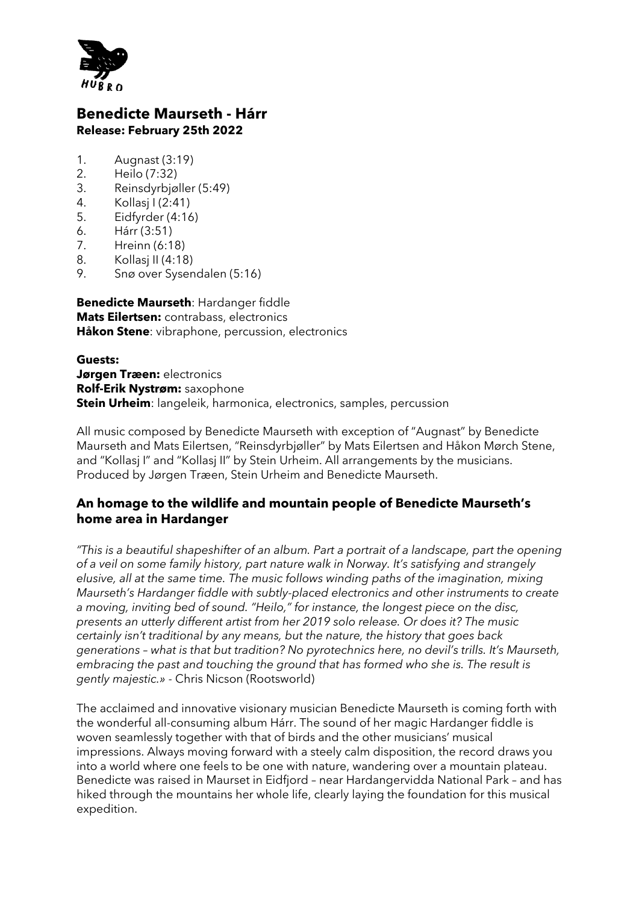# Benedicte Maurseth - Hárr
**Release: February 25th 2022**

1. Augnast (3:19)
2. Heilo (7:32)
3. Reinsdyrbjøller (5:49)
4. Kollasj I (2:41)
5. Eidfyrder (4:16)
6. Hárr (3:51)
7. Hreinn (6:18)
8. Kollasj II (4:18)
9. Snø over Sysendalen (5:16)

**Benedicte Maurseth**: Hardanger fiddle
**Mats Eilertsen:** contrabass, electronics
**Håkon Stene**: vibraphone, percussion, electronics

**Guests:**
**Jørgen Træen:** electronics
**Rolf-Erik Nystrøm:** saxophone
**Stein Urheim**: langeleik, harmonica, electronics, samples, percussion

All music composed by Benedicte Maurseth with exception of "Augnast" by Benedicte Maurseth and Mats Eilertsen, "Reinsdyrbjøller" by Mats Eilertsen and Håkon Mørch Stene, and "Kollasj I" and "Kollasj II" by Stein Urheim. All arrangements by the musicians. Produced by Jørgen Træen, Stein Urheim and Benedicte Maurseth.

## An homage to the wildlife and mountain people of Benedicte Maurseth's home area in Hardanger

*"This is a beautiful shapeshifter of an album. Part a portrait of a landscape, part the opening of a veil on some family history, part nature walk in Norway. It's satisfying and strangely elusive, all at the same time. The music follows winding paths of the imagination, mixing Maurseth's Hardanger fiddle with subtly-placed electronics and other instruments to create a moving, inviting bed of sound. "Heilo," for instance, the longest piece on the disc, presents an utterly different artist from her 2019 solo release. Or does it? The music certainly isn't traditional by any means, but the nature, the history that goes back generations – what is that but tradition? No pyrotechnics here, no devil's trills. It's Maurseth, embracing the past and touching the ground that has formed who she is. The result is gently majestic.»* - Chris Nicson (Rootsworld)

The acclaimed and innovative visionary musician Benedicte Maurseth is coming forth with the wonderful all-consuming album Hárr. The sound of her magic Hardanger fiddle is woven seamlessly together with that of birds and the other musicians' musical impressions. Always moving forward with a steely calm disposition, the record draws you into a world where one feels to be one with nature, wandering over a mountain plateau. Benedicte was raised in Maurset in Eidfjord – near Hardangervidda National Park – and has hiked through the mountains her whole life, clearly laying the foundation for this musical expedition.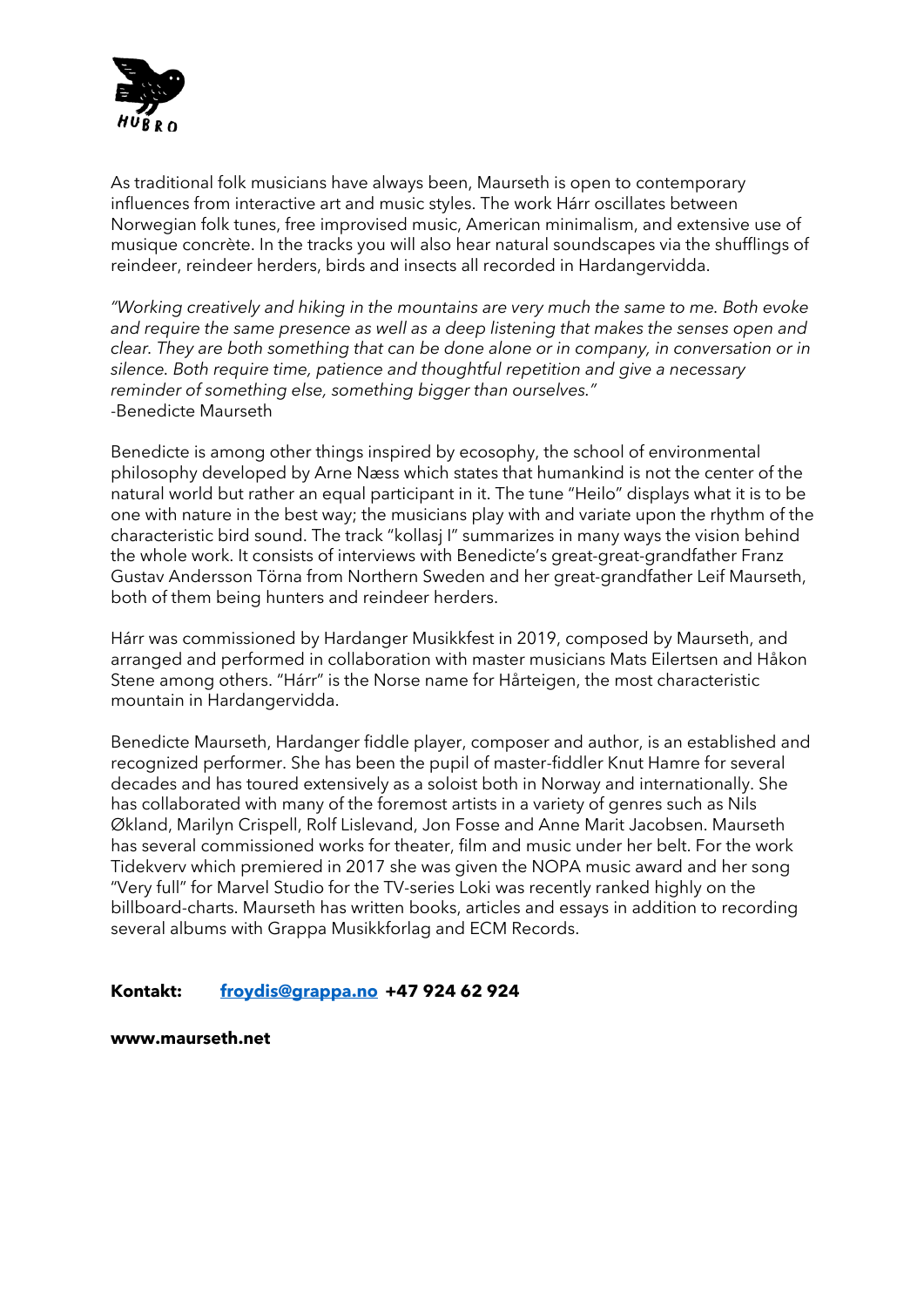As traditional folk musicians have always been, Maurseth is open to contemporary influences from interactive art and music styles. The work Hárr oscillates between Norwegian folk tunes, free improvised music, American minimalism, and extensive use of musique concrète. In the tracks you will also hear natural soundscapes via the shufflings of reindeer, reindeer herders, birds and insects all recorded in Hardangervidda.

*"Working creatively and hiking in the mountains are very much the same to me. Both evoke and require the same presence as well as a deep listening that makes the senses open and clear. They are both something that can be done alone or in company, in conversation or in silence. Both require time, patience and thoughtful repetition and give a necessary reminder of something else, something bigger than ourselves."*
-Benedicte Maurseth

Benedicte is among other things inspired by ecosophy, the school of environmental philosophy developed by Arne Næss which states that humankind is not the center of the natural world but rather an equal participant in it. The tune "Heilo" displays what it is to be one with nature in the best way; the musicians play with and variate upon the rhythm of the characteristic bird sound. The track "kollasj I" summarizes in many ways the vision behind the whole work. It consists of interviews with Benedicte's great-great-grandfather Franz Gustav Andersson Törna from Northern Sweden and her great-grandfather Leif Maurseth, both of them being hunters and reindeer herders.

Hárr was commissioned by Hardanger Musikkfest in 2019, composed by Maurseth, and arranged and performed in collaboration with master musicians Mats Eilertsen and Håkon Stene among others. "Hárr" is the Norse name for Hårteigen, the most characteristic mountain in Hardangervidda.

Benedicte Maurseth, Hardanger fiddle player, composer and author, is an established and recognized performer. She has been the pupil of master-fiddler Knut Hamre for several decades and has toured extensively as a soloist both in Norway and internationally. She has collaborated with many of the foremost artists in a variety of genres such as Nils Økland, Marilyn Crispell, Rolf Lislevand, Jon Fosse and Anne Marit Jacobsen. Maurseth has several commissioned works for theater, film and music under her belt. For the work Tidekverv which premiered in 2017 she was given the NOPA music award and her song "Very full" for Marvel Studio for the TV-series Loki was recently ranked highly on the billboard-charts. Maurseth has written books, articles and essays in addition to recording several albums with Grappa Musikkforlag and ECM Records.

**Kontakt:** **froydis@grappa.no** **+47 924 62 924**

**www.maurseth.net**